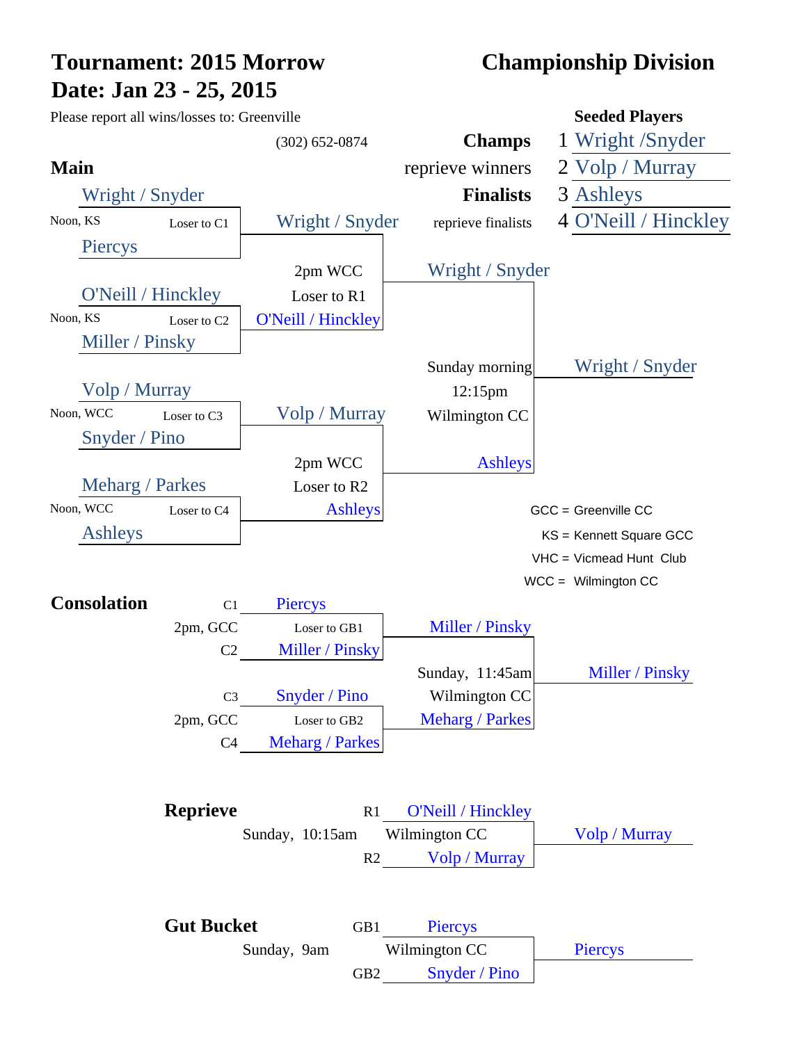# Tournament: 2015 Morrow

## Championship Division

**Date: Jan 23 - 25, 2015**

Please report all wins/losses to: Greenville (302) 652-0874

| | | Seeded Players |
|---|---|---|
| **Champs** | 1 | Wright /Snyder |
| reprieve winners | 2 | Volp / Murray |
| **Finalists** | 3 | Ashleys |
| reprieve finalists | 4 | O'Neill / Hinckley |

## Main

**Round 1**

- Wright / Snyder vs. Piercys — Noon, KS — Loser to C1
- O'Neill / Hinckley vs. Miller / Pinsky — Noon, KS — Loser to C2
- Volp / Murray vs. Snyder / Pino — Noon, WCC — Loser to C3
- Meharg / Parkes vs. Ashleys — Noon, WCC — Loser to C4

**Round 2**

- Wright / Snyder vs. O'Neill / Hinckley — 2pm WCC — Loser to R1
- Volp / Murray vs. Ashleys — 2pm WCC — Loser to R2

**Final**

- Wright / Snyder vs. Ashleys — Sunday morning 12:15pm Wilmington CC

**Winner:** Wright / Snyder

GCC = Greenville CC
KS = Kennett Square GCC
VHC = Vicmead Hunt Club
WCC = Wilmington CC

## Consolation

- C1 Piercys vs. C2 Miller / Pinsky — 2pm, GCC — Loser to GB1
- C3 Snyder / Pino vs. C4 Meharg / Parkes — 2pm, GCC — Loser to GB2

**Final**

- Miller / Pinsky vs. Meharg / Parkes — Sunday, 11:45am Wilmington CC

**Winner:** Miller / Pinsky

## Reprieve

- R1 O'Neill / Hinckley vs. R2 Volp / Murray — Sunday, 10:15am Wilmington CC

**Winner:** Volp / Murray

## Gut Bucket

- GB1 Piercys vs. GB2 Snyder / Pino — Sunday, 9am Wilmington CC

**Winner:** Piercys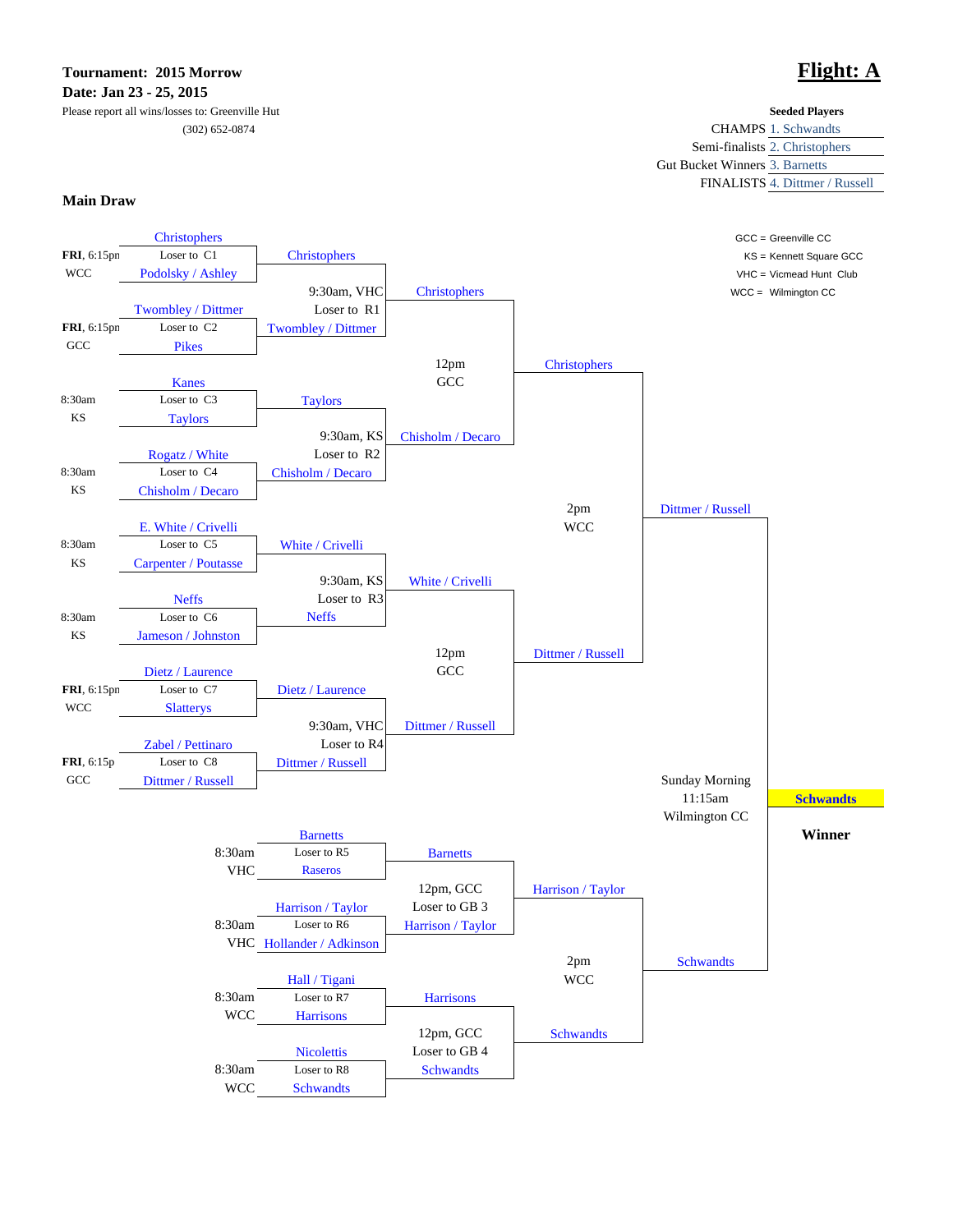**Tournament: 2015 Morrow**

**Date: Jan 23 - 25, 2015**

Please report all wins/losses to: Greenville Hut

(302) 652-0874

# Flight: A

**Seeded Players**

| | |
|---|---|
| CHAMPS | 1. Schwandts |
| Semi-finalists | 2. Christophers |
| Gut Bucket Winners | 3. Barnetts |
| FINALISTS | 4. Dittmer / Russell |

GCC = Greenville CC

KS = Kennett Square GCC

VHC = Vicmead Hunt Club

WCC = Wilmington CC

## Main Draw

### Round 1

| Match | Time / Location | Team 1 | Team 2 | Winner |
|---|---|---|---|---|
| Loser to C1 | **FRI**, 6:15pm, WCC | Christophers | Podolsky / Ashley | Christophers |
| Loser to C2 | **FRI**, 6:15pm, GCC | Twombley / Dittmer | Pikes | Twombley / Dittmer |
| Loser to C3 | 8:30am, KS | Kanes | Taylors | Taylors |
| Loser to C4 | 8:30am, KS | Rogatz / White | Chisholm / Decaro | Chisholm / Decaro |
| Loser to C5 | 8:30am, KS | E. White / Crivelli | Carpenter / Poutasse | White / Crivelli |
| Loser to C6 | 8:30am, KS | Neffs | Jameson / Johnston | Neffs |
| Loser to C7 | **FRI**, 6:15pm, WCC | Dietz / Laurence | Slatterys | Dietz / Laurence |
| Loser to C8 | **FRI**, 6:15p, GCC | Zabel / Pettinaro | Dittmer / Russell | Dittmer / Russell |
| Loser to R5 | 8:30am, VHC | Barnetts | Raseros | Barnetts |
| Loser to R6 | 8:30am, VHC | Harrison / Taylor | Hollander / Adkinson | Harrison / Taylor |
| Loser to R7 | 8:30am, WCC | Hall / Tigani | Harrisons | Harrisons |
| Loser to R8 | 8:30am, WCC | Nicolettis | Schwandts | Schwandts |

### Round 2

| Match | Time / Location | Team 1 | Team 2 | Winner |
|---|---|---|---|---|
| Loser to R1 | 9:30am, VHC | Christophers | Twombley / Dittmer | Christophers |
| Loser to R2 | 9:30am, KS | Taylors | Chisholm / Decaro | Chisholm / Decaro |
| Loser to R3 | 9:30am, KS | White / Crivelli | Neffs | White / Crivelli |
| Loser to R4 | 9:30am, VHC | Dietz / Laurence | Dittmer / Russell | Dittmer / Russell |
| Loser to GB 3 | 12pm, GCC | Barnetts | Harrison / Taylor | Harrison / Taylor |
| Loser to GB 4 | 12pm, GCC | Harrisons | Schwandts | Schwandts |

### Round 3

| Time / Location | Team 1 | Team 2 | Winner |
|---|---|---|---|
| 12pm, GCC | Christophers | Chisholm / Decaro | Christophers |
| 12pm, GCC | White / Crivelli | Dittmer / Russell | Dittmer / Russell |

### Semifinals

| Time / Location | Team 1 | Team 2 | Winner |
|---|---|---|---|
| 2pm, WCC | Christophers | Dittmer / Russell | Dittmer / Russell |
| 2pm, WCC | Harrison / Taylor | Schwandts | Schwandts |

### Final

Sunday Morning, 11:15am, Wilmington CC

Dittmer / Russell vs. Schwandts

**Winner: Schwandts**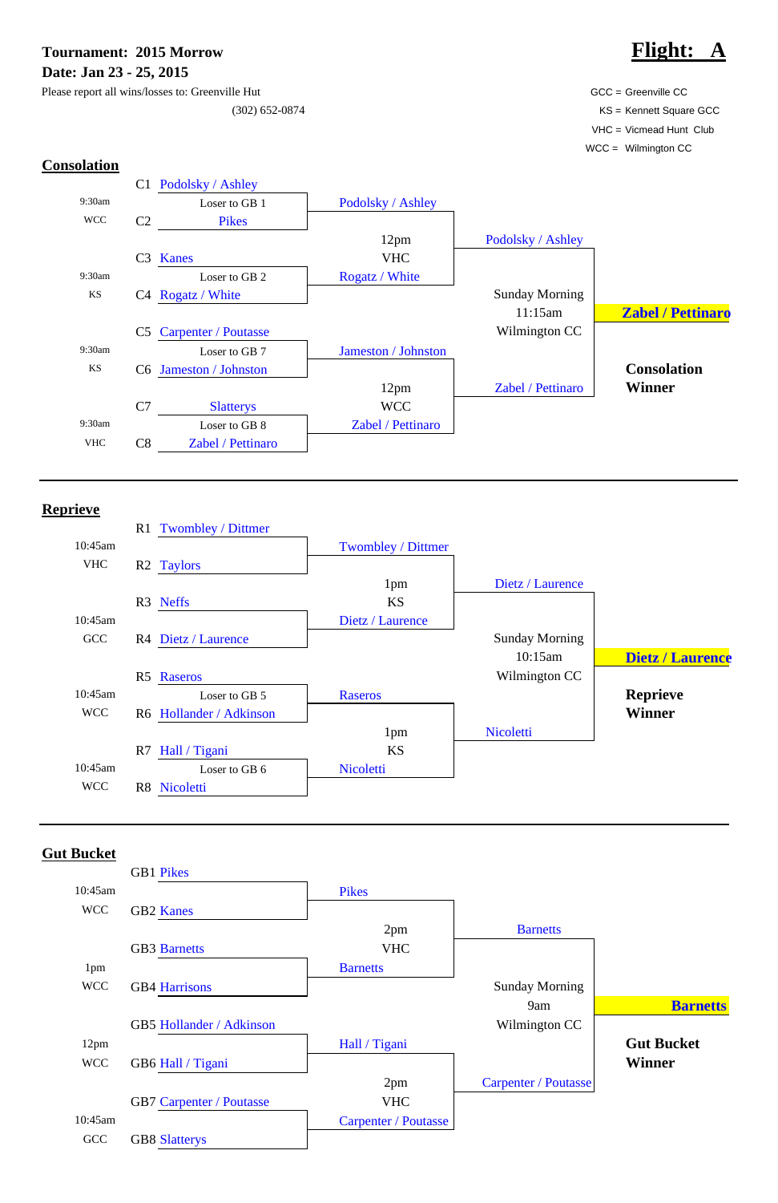**Tournament: 2015 Morrow**
**Date: Jan 23 - 25, 2015**

Please report all wins/losses to: Greenville Hut
(302) 652-0874

# Flight: A

GCC = Greenville CC
KS = Kennett Square GCC
VHC = Vicmead Hunt Club
WCC = Wilmington CC

## Consolation

| Time / Site | Slot | First Round | Second Round | Semifinal | Final |
|---|---|---|---|---|---|
| | C1 | Podolsky / Ashley | | | |
| 9:30am WCC | | Loser to GB 1 | Podolsky / Ashley | | |
| | C2 | Pikes | | | |
| | | | 12pm VHC | Podolsky / Ashley | |
| | C3 | Kanes | | | |
| 9:30am KS | | Loser to GB 2 | Rogatz / White | | |
| | C4 | Rogatz / White | | Sunday Morning 11:15am Wilmington CC | **Zabel / Pettinaro** |
| | C5 | Carpenter / Poutasse | | | |
| 9:30am KS | | Loser to GB 7 | Jameston / Johnston | | **Consolation Winner** |
| | C6 | Jameston / Johnston | | | |
| | | | 12pm WCC | Zabel / Pettinaro | |
| | C7 | Slatterys | | | |
| 9:30am VHC | | Loser to GB 8 | Zabel / Pettinaro | | |
| | C8 | Zabel / Pettinaro | | | |

## Reprieve

| Time / Site | Slot | First Round | Second Round | Semifinal | Final |
|---|---|---|---|---|---|
| | R1 | Twombley / Dittmer | | | |
| 10:45am VHC | | | Twombley / Dittmer | | |
| | R2 | Taylors | | | |
| | | | 1pm KS | Dietz / Laurence | |
| | R3 | Neffs | | | |
| 10:45am GCC | | | Dietz / Laurence | | |
| | R4 | Dietz / Laurence | | Sunday Morning 10:15am Wilmington CC | **Dietz / Laurence** |
| | R5 | Raseros | | | |
| 10:45am WCC | | Loser to GB 5 | Raseros | | **Reprieve Winner** |
| | R6 | Hollander / Adkinson | | | |
| | | | 1pm KS | Nicoletti | |
| | R7 | Hall / Tigani | | | |
| 10:45am WCC | | Loser to GB 6 | Nicoletti | | |
| | R8 | Nicoletti | | | |

## Gut Bucket

| Time / Site | Slot | First Round | Second Round | Semifinal | Final |
|---|---|---|---|---|---|
| | GB1 | Pikes | | | |
| 10:45am WCC | | | Pikes | | |
| | GB2 | Kanes | | | |
| | | | 2pm VHC | Barnetts | |
| | GB3 | Barnetts | | | |
| 1pm WCC | | | Barnetts | | |
| | GB4 | Harrisons | | Sunday Morning 9am Wilmington CC | **Barnetts** |
| | GB5 | Hollander / Adkinson | | | |
| 12pm WCC | | | Hall / Tigani | | **Gut Bucket Winner** |
| | GB6 | Hall / Tigani | | | |
| | | | 2pm VHC | Carpenter / Poutasse | |
| | GB7 | Carpenter / Poutasse | | | |
| 10:45am GCC | | | Carpenter / Poutasse | | |
| | GB8 | Slatterys | | | |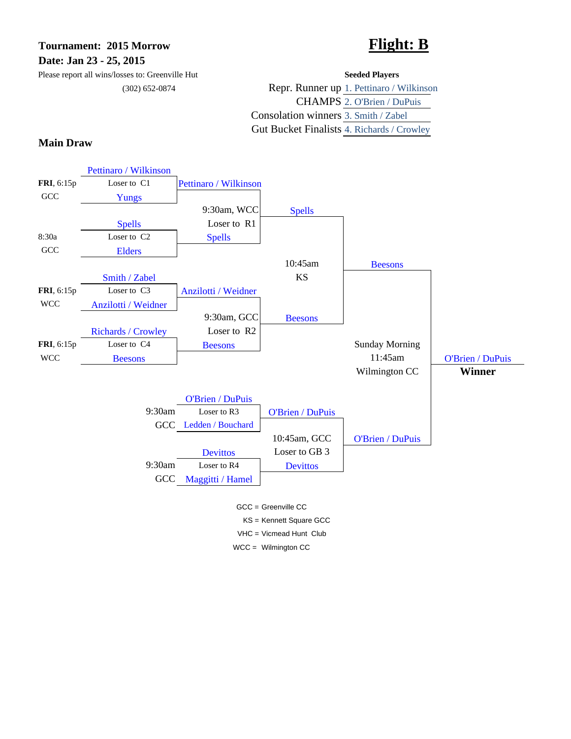**Tournament: 2015 Morrow**

**Date: Jan 23 - 25, 2015**

Please report all wins/losses to: Greenville Hut

(302) 652-0874

# Flight: B

**Seeded Players**

| | |
|---|---|
| Repr. Runner up | 1. Pettinaro / Wilkinson |
| CHAMPS | 2. O'Brien / DuPuis |
| Consolation winners | 3. Smith / Zabel |
| Gut Bucket Finalists | 4. Richards / Crowley |

## Main Draw

**Round 1**

| Time / Site | Match | Teams | Winner |
|---|---|---|---|
| **FRI**, 6:15p, GCC | Loser to C1 | Pettinaro / Wilkinson vs. Yungs | Pettinaro / Wilkinson |
| 8:30a, GCC | Loser to C2 | Spells vs. Elders | Spells |
| **FRI**, 6:15p, WCC | Loser to C3 | Smith / Zabel vs. Anzilotti / Weidner | Anzilotti / Weidner |
| **FRI**, 6:15p, WCC | Loser to C4 | Richards / Crowley vs. Beesons | Beesons |
| 9:30am, GCC | Loser to R3 | O'Brien / DuPuis vs. Ledden / Bouchard | O'Brien / DuPuis |
| 9:30am, GCC | Loser to R4 | Devittos vs. Maggitti / Hamel | Devittos |

**Round 2**

| Time / Site | Match | Teams | Winner |
|---|---|---|---|
| 9:30am, WCC | Loser to R1 | Pettinaro / Wilkinson vs. Spells | Spells |
| 9:30am, GCC | Loser to R2 | Anzilotti / Weidner vs. Beesons | Beesons |
| 10:45am, GCC | Loser to GB 3 | O'Brien / DuPuis vs. Devittos | O'Brien / DuPuis |

**Semifinal**

| Time / Site | Teams | Winner |
|---|---|---|
| 10:45am, KS | Spells vs. Beesons | Beesons |

**Final**

| Time / Site | Teams | Winner |
|---|---|---|
| Sunday Morning, 11:45am, Wilmington CC | Beesons vs. O'Brien / DuPuis | O'Brien / DuPuis |

**Winner:** O'Brien / DuPuis

GCC = Greenville CC

KS = Kennett Square GCC

VHC = Vicmead Hunt Club

WCC = Wilmington CC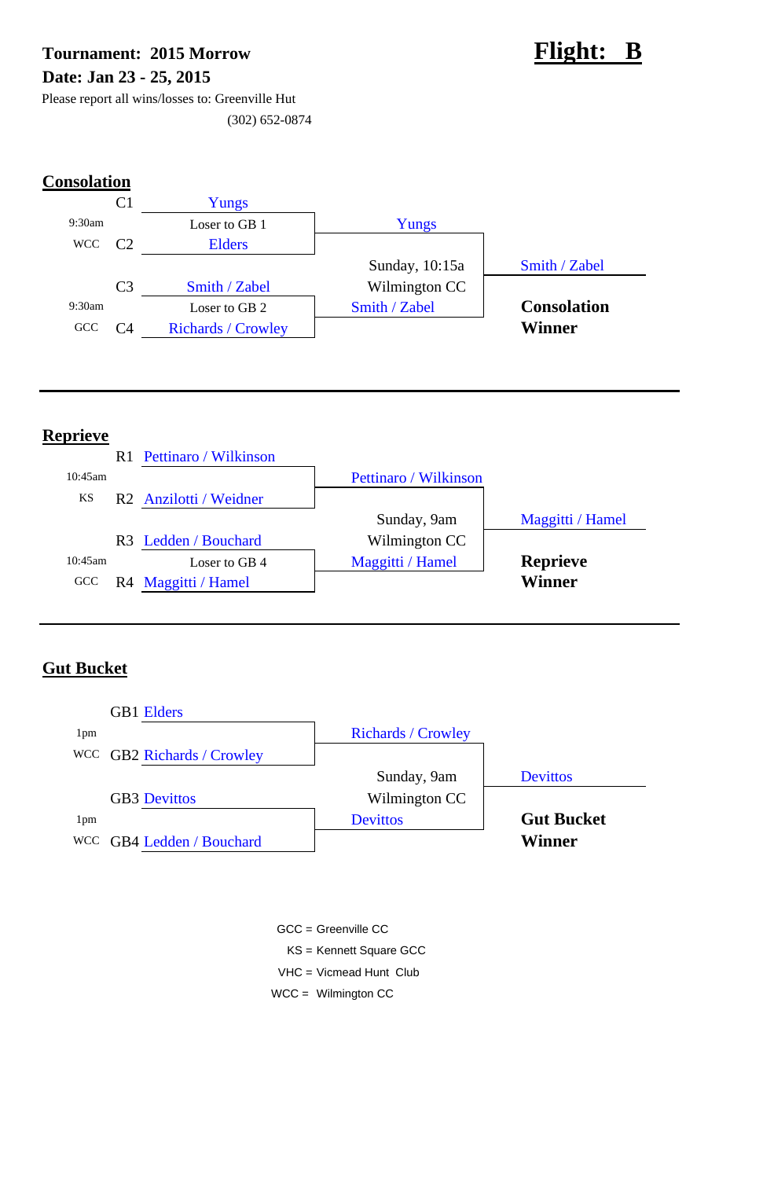**Tournament: 2015 Morrow**

**Date: Jan 23 - 25, 2015**

Please report all wins/losses to: Greenville Hut

(302) 652-0874

# Flight: B

## Consolation

| Time / Site | Slot | First Round | Semifinal | Final |
|---|---|---|---|---|
| | C1 | Yungs | | |
| 9:30am | | Loser to GB 1 | Yungs | |
| WCC | C2 | Elders | | |
| | | | Sunday, 10:15a | Smith / Zabel |
| | C3 | Smith / Zabel | Wilmington CC | |
| 9:30am | | Loser to GB 2 | Smith / Zabel | **Consolation Winner** |
| GCC | C4 | Richards / Crowley | | |

## Reprieve

| Time / Site | Slot | First Round | Semifinal | Final |
|---|---|---|---|---|
| | R1 | Pettinaro / Wilkinson | | |
| 10:45am | | | Pettinaro / Wilkinson | |
| KS | R2 | Anzilotti / Weidner | | |
| | | | Sunday, 9am | Maggitti / Hamel |
| | R3 | Ledden / Bouchard | Wilmington CC | |
| 10:45am | | Loser to GB 4 | Maggitti / Hamel | **Reprieve Winner** |
| GCC | R4 | Maggitti / Hamel | | |

## Gut Bucket

| Time / Site | Slot | First Round | Semifinal | Final |
|---|---|---|---|---|
| | GB1 | Elders | | |
| 1pm | | | Richards / Crowley | |
| WCC | GB2 | Richards / Crowley | | |
| | | | Sunday, 9am | Devittos |
| | GB3 | Devittos | Wilmington CC | |
| 1pm | | | Devittos | **Gut Bucket Winner** |
| WCC | GB4 | Ledden / Bouchard | | |

GCC = Greenville CC

KS = Kennett Square GCC

VHC = Vicmead Hunt Club

WCC = Wilmington CC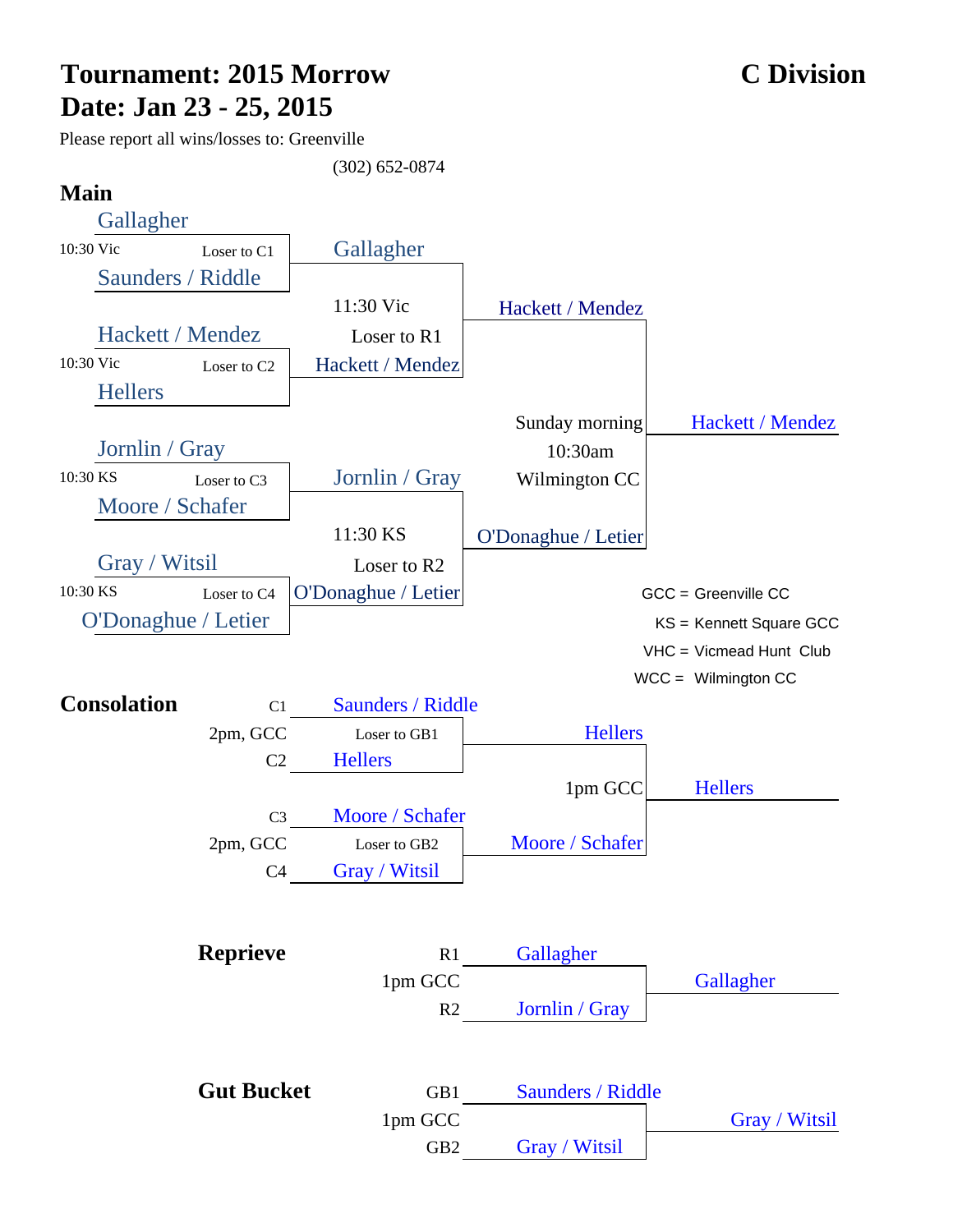# Tournament: 2015 Morrow

## C Division

**Date: Jan 23 - 25, 2015**

Please report all wins/losses to: Greenville

(302) 652-0874

### Main

Gallagher
10:30 Vic — Loser to C1
Saunders / Riddle

Gallagher

11:30 Vic
Loser to R1

Hackett / Mendez
10:30 Vic — Loser to C2
Hellers

Hackett / Mendez

Hackett / Mendez

Sunday morning
10:30am
Wilmington CC

Hackett / Mendez

Jornlin / Gray
10:30 KS — Loser to C3
Moore / Schafer

Jornlin / Gray

11:30 KS
Loser to R2

Gray / Witsil
10:30 KS — Loser to C4
O'Donaghue / Letier

O'Donaghue / Letier

O'Donaghue / Letier

GCC = Greenville CC
KS = Kennett Square GCC
VHC = Vicmead Hunt Club
WCC = Wilmington CC

### Consolation

C1 Saunders / Riddle
2pm, GCC — Loser to GB1
C2 Hellers

Hellers

1pm GCC

Hellers

C3 Moore / Schafer
2pm, GCC — Loser to GB2
C4 Gray / Witsil

Moore / Schafer

### Reprieve

R1 Gallagher
1pm GCC
R2 Jornlin / Gray

Gallagher

### Gut Bucket

GB1 Saunders / Riddle
1pm GCC
GB2 Gray / Witsil

Gray / Witsil